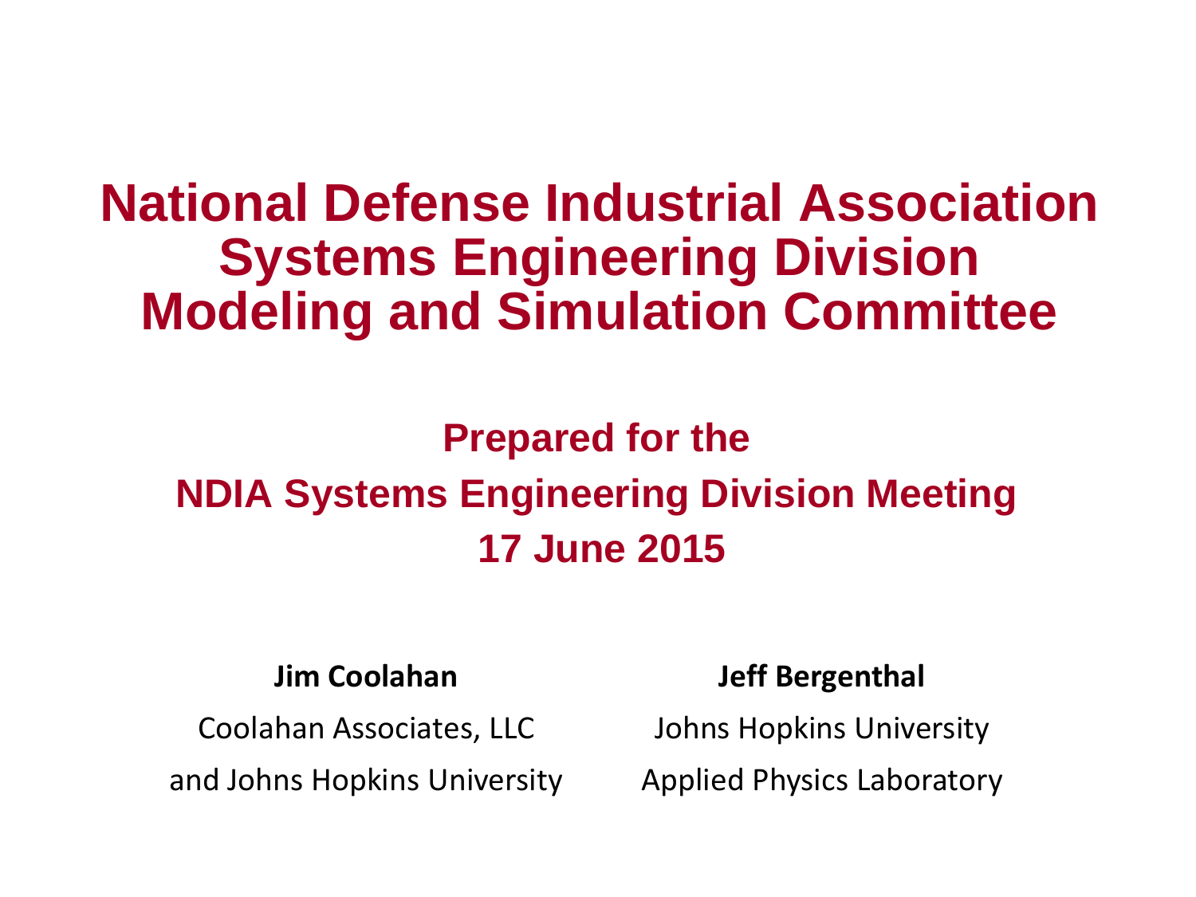# National Defense Industrial Association Systems Engineering Division Modeling and Simulation Committee

## Prepared for the NDIA Systems Engineering Division Meeting 17 June 2015

**Jim Coolahan**

Coolahan Associates, LLC

and Johns Hopkins University

**Jeff Bergenthal**

Johns Hopkins University

Applied Physics Laboratory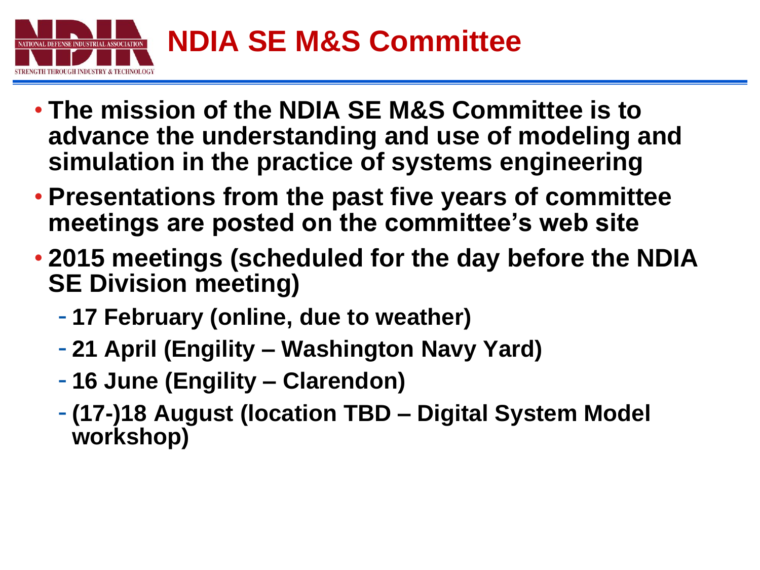# NDIA SE M&S Committee

- The mission of the NDIA SE M&S Committee is to advance the understanding and use of modeling and simulation in the practice of systems engineering
- Presentations from the past five years of committee meetings are posted on the committee's web site
- 2015 meetings (scheduled for the day before the NDIA SE Division meeting)
  - 17 February (online, due to weather)
  - 21 April (Engility – Washington Navy Yard)
  - 16 June (Engility – Clarendon)
  - (17-)18 August (location TBD – Digital System Model workshop)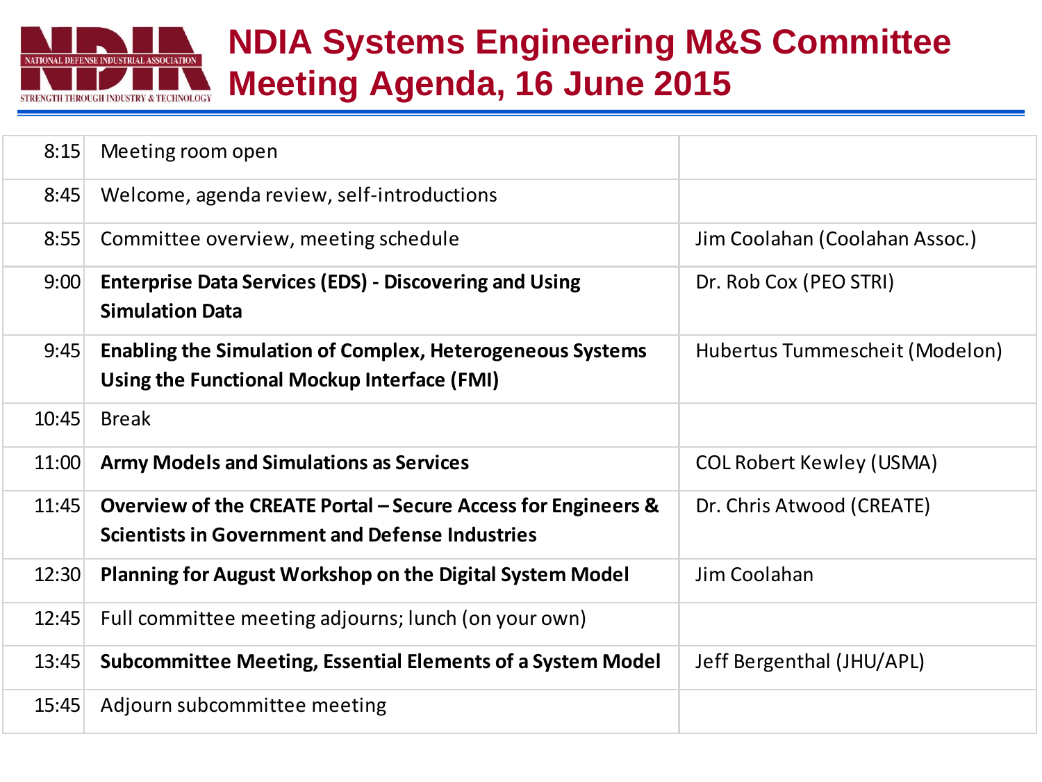# NDIA Systems Engineering M&S Committee Meeting Agenda, 16 June 2015

| Time | Item | Presenter |
|---|---|---|
| 8:15 | Meeting room open | |
| 8:45 | Welcome, agenda review, self-introductions | |
| 8:55 | Committee overview, meeting schedule | Jim Coolahan (Coolahan Assoc.) |
| 9:00 | **Enterprise Data Services (EDS) - Discovering and Using Simulation Data** | Dr. Rob Cox (PEO STRI) |
| 9:45 | **Enabling the Simulation of Complex, Heterogeneous Systems Using the Functional Mockup Interface (FMI)** | Hubertus Tummescheit (Modelon) |
| 10:45 | Break | |
| 11:00 | **Army Models and Simulations as Services** | COL Robert Kewley (USMA) |
| 11:45 | **Overview of the CREATE Portal – Secure Access for Engineers & Scientists in Government and Defense Industries** | Dr. Chris Atwood (CREATE) |
| 12:30 | **Planning for August Workshop on the Digital System Model** | Jim Coolahan |
| 12:45 | Full committee meeting adjourns; lunch (on your own) | |
| 13:45 | **Subcommittee Meeting, Essential Elements of a System Model** | Jeff Bergenthal (JHU/APL) |
| 15:45 | Adjourn subcommittee meeting | |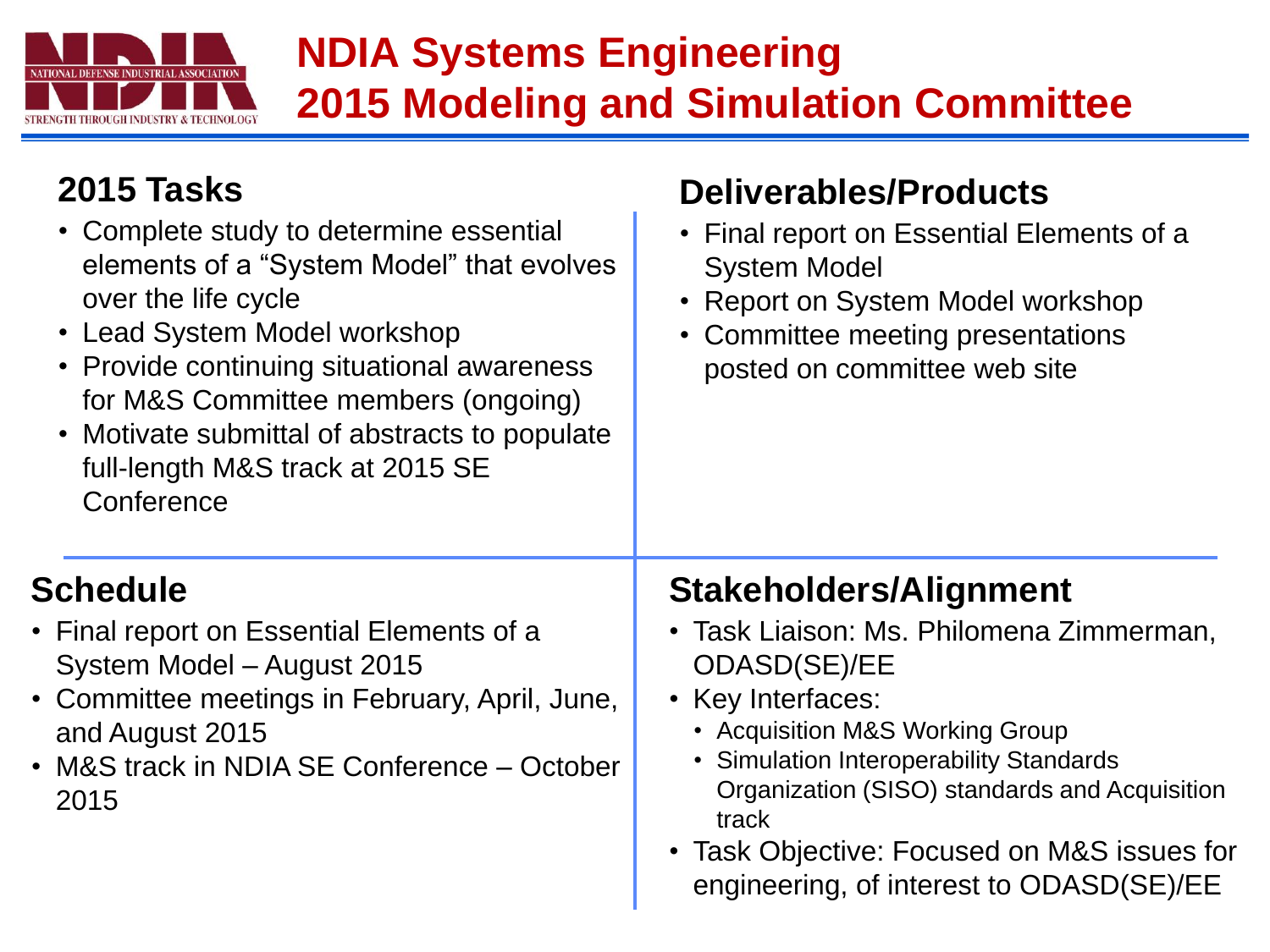# NDIA Systems Engineering 2015 Modeling and Simulation Committee

## 2015 Tasks

- Complete study to determine essential elements of a "System Model" that evolves over the life cycle
- Lead System Model workshop
- Provide continuing situational awareness for M&S Committee members (ongoing)
- Motivate submittal of abstracts to populate full-length M&S track at 2015 SE Conference

## Deliverables/Products

- Final report on Essential Elements of a System Model
- Report on System Model workshop
- Committee meeting presentations posted on committee web site

## Schedule

- Final report on Essential Elements of a System Model – August 2015
- Committee meetings in February, April, June, and August 2015
- M&S track in NDIA SE Conference – October 2015

## Stakeholders/Alignment

- Task Liaison: Ms. Philomena Zimmerman, ODASD(SE)/EE
- Key Interfaces:
  - Acquisition M&S Working Group
  - Simulation Interoperability Standards Organization (SISO) standards and Acquisition track
- Task Objective: Focused on M&S issues for engineering, of interest to ODASD(SE)/EE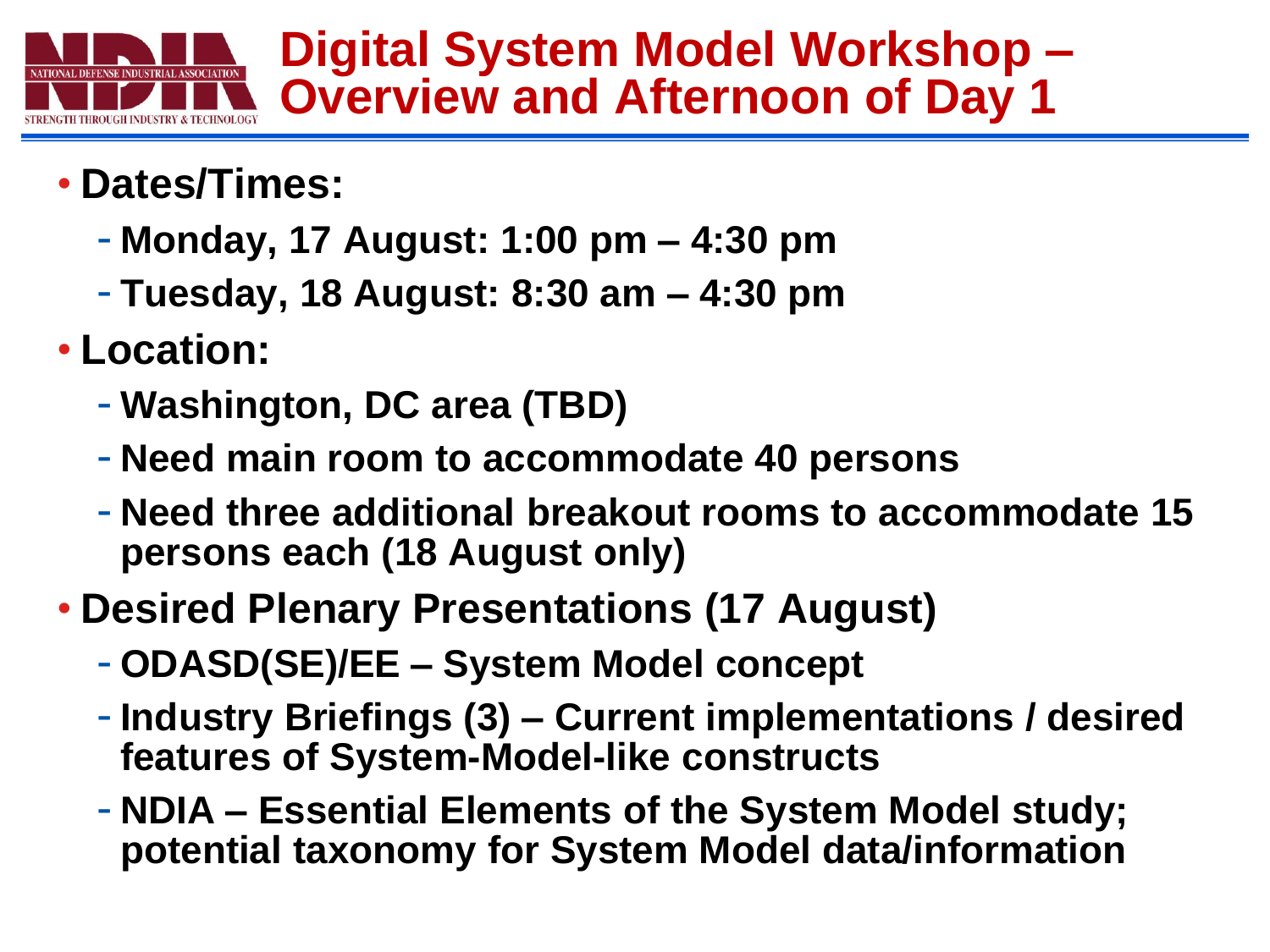# Digital System Model Workshop – Overview and Afternoon of Day 1

- **Dates/Times:**
  - **Monday, 17 August: 1:00 pm – 4:30 pm**
  - **Tuesday, 18 August: 8:30 am – 4:30 pm**
- **Location:**
  - **Washington, DC area (TBD)**
  - **Need main room to accommodate 40 persons**
  - **Need three additional breakout rooms to accommodate 15 persons each (18 August only)**
- **Desired Plenary Presentations (17 August)**
  - **ODASD(SE)/EE – System Model concept**
  - **Industry Briefings (3) – Current implementations / desired features of System-Model-like constructs**
  - **NDIA – Essential Elements of the System Model study; potential taxonomy for System Model data/information**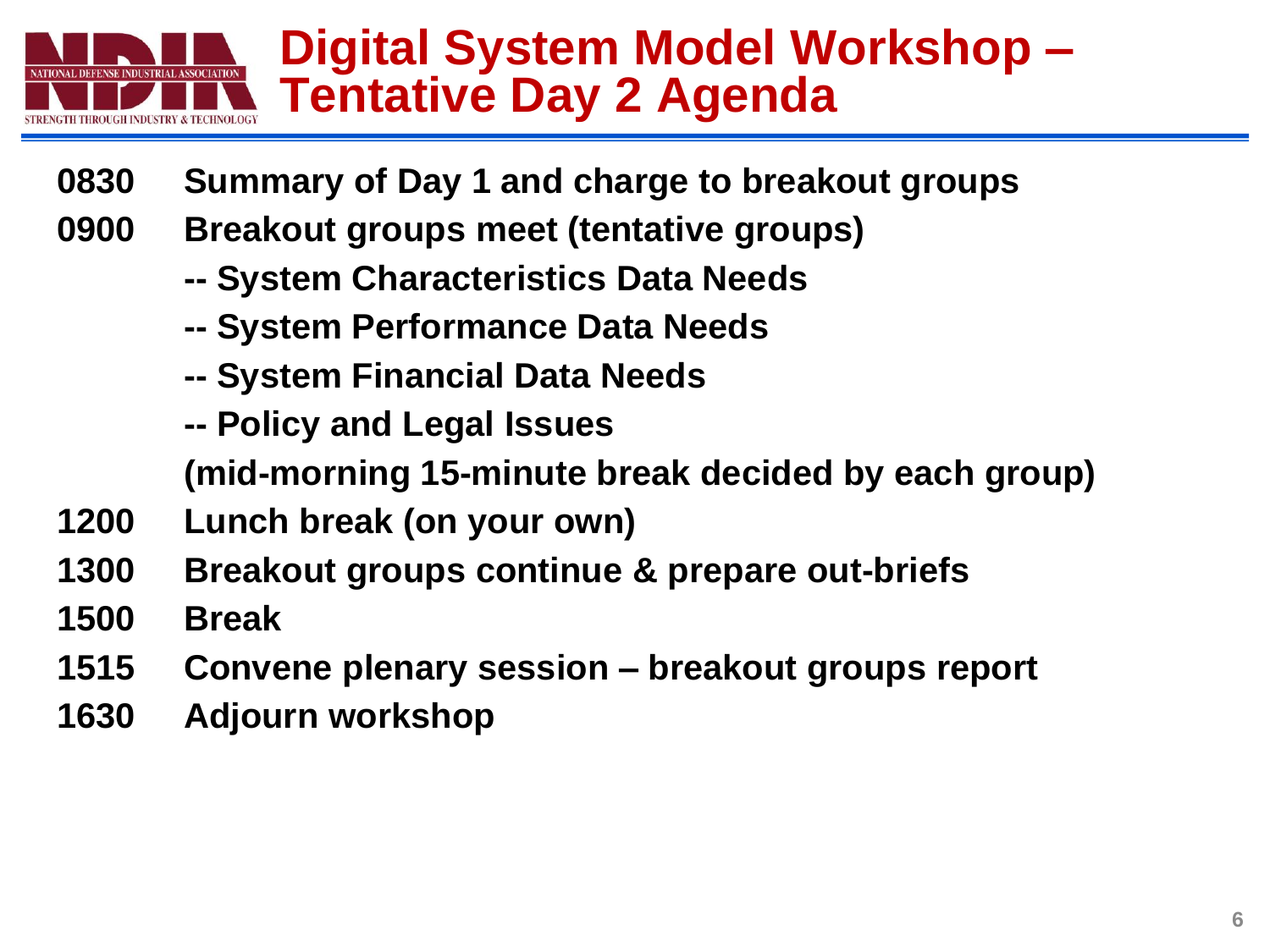# Digital System Model Workshop – Tentative Day 2 Agenda

**0830** **Summary of Day 1 and charge to breakout groups**

**0900** **Breakout groups meet (tentative groups)**

- **-- System Characteristics Data Needs**
- **-- System Performance Data Needs**
- **-- System Financial Data Needs**
- **-- Policy and Legal Issues**

**(mid-morning 15-minute break decided by each group)**

**1200** **Lunch break (on your own)**

**1300** **Breakout groups continue & prepare out-briefs**

**1500** **Break**

**1515** **Convene plenary session – breakout groups report**

**1630** **Adjourn workshop**